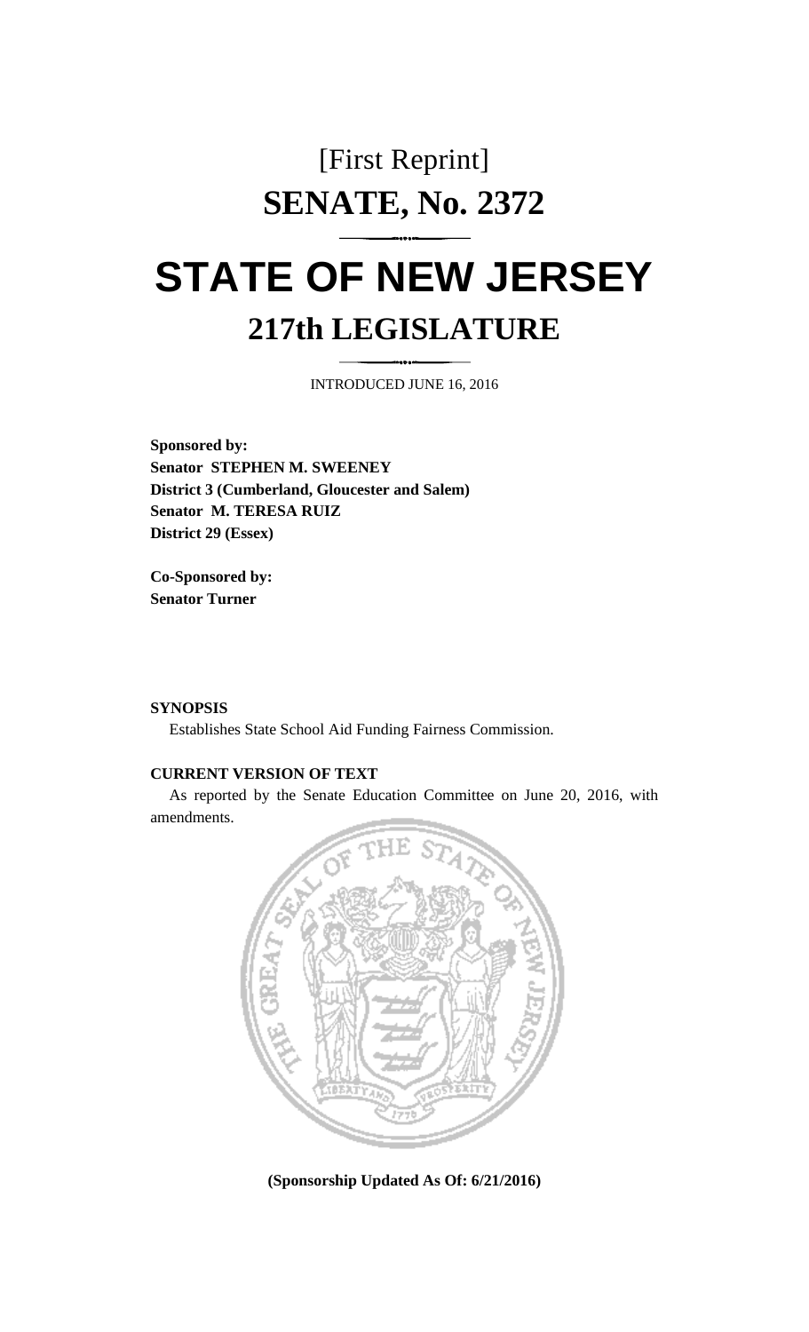# [First Reprint]

# SENATE, No. 2372

# STATE OF NEW JERSEY

## 217th LEGISLATURE

INTRODUCED JUNE 16, 2016

**Sponsored by:**
**Senator STEPHEN M. SWEENEY**
**District 3 (Cumberland, Gloucester and Salem)**
**Senator M. TERESA RUIZ**
**District 29 (Essex)**

**Co-Sponsored by:**
**Senator Turner**

**SYNOPSIS**

Establishes State School Aid Funding Fairness Commission.

**CURRENT VERSION OF TEXT**

As reported by the Senate Education Committee on June 20, 2016, with amendments.

**(Sponsorship Updated As Of: 6/21/2016)**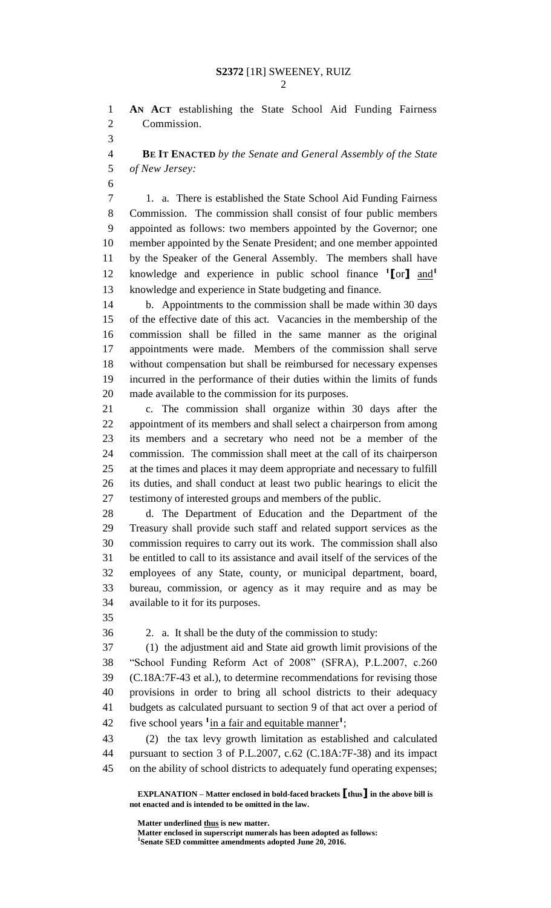AN ACT establishing the State School Aid Funding Fairness Commission.

**BE IT ENACTED** *by the Senate and General Assembly of the State of New Jersey:*

1. a. There is established the State School Aid Funding Fairness Commission. The commission shall consist of four public members appointed as follows: two members appointed by the Governor; one member appointed by the Senate President; and one member appointed by the Speaker of the General Assembly. The members shall have knowledge and experience in public school finance [1]**[**or**]** <u>and</u>[1] knowledge and experience in State budgeting and finance.

b. Appointments to the commission shall be made within 30 days of the effective date of this act. Vacancies in the membership of the commission shall be filled in the same manner as the original appointments were made. Members of the commission shall serve without compensation but shall be reimbursed for necessary expenses incurred in the performance of their duties within the limits of funds made available to the commission for its purposes.

c. The commission shall organize within 30 days after the appointment of its members and shall select a chairperson from among its members and a secretary who need not be a member of the commission. The commission shall meet at the call of its chairperson at the times and places it may deem appropriate and necessary to fulfill its duties, and shall conduct at least two public hearings to elicit the testimony of interested groups and members of the public.

d. The Department of Education and the Department of the Treasury shall provide such staff and related support services as the commission requires to carry out its work. The commission shall also be entitled to call to its assistance and avail itself of the services of the employees of any State, county, or municipal department, board, bureau, commission, or agency as it may require and as may be available to it for its purposes.

2. a. It shall be the duty of the commission to study:

(1) the adjustment aid and State aid growth limit provisions of the "School Funding Reform Act of 2008" (SFRA), P.L.2007, c.260 (C.18A:7F-43 et al.), to determine recommendations for revising those provisions in order to bring all school districts to their adequacy budgets as calculated pursuant to section 9 of that act over a period of five school years [1]<u>in a fair and equitable manner</u>[1];

(2) the tax levy growth limitation as established and calculated pursuant to section 3 of P.L.2007, c.62 (C.18A:7F-38) and its impact on the ability of school districts to adequately fund operating expenses;

**EXPLANATION – Matter enclosed in bold-faced brackets [thus] in the above bill is not enacted and is intended to be omitted in the law.**

**Matter underlined <u>thus</u> is new matter.**
**Matter enclosed in superscript numerals has been adopted as follows:**
[1]**Senate SED committee amendments adopted June 20, 2016.**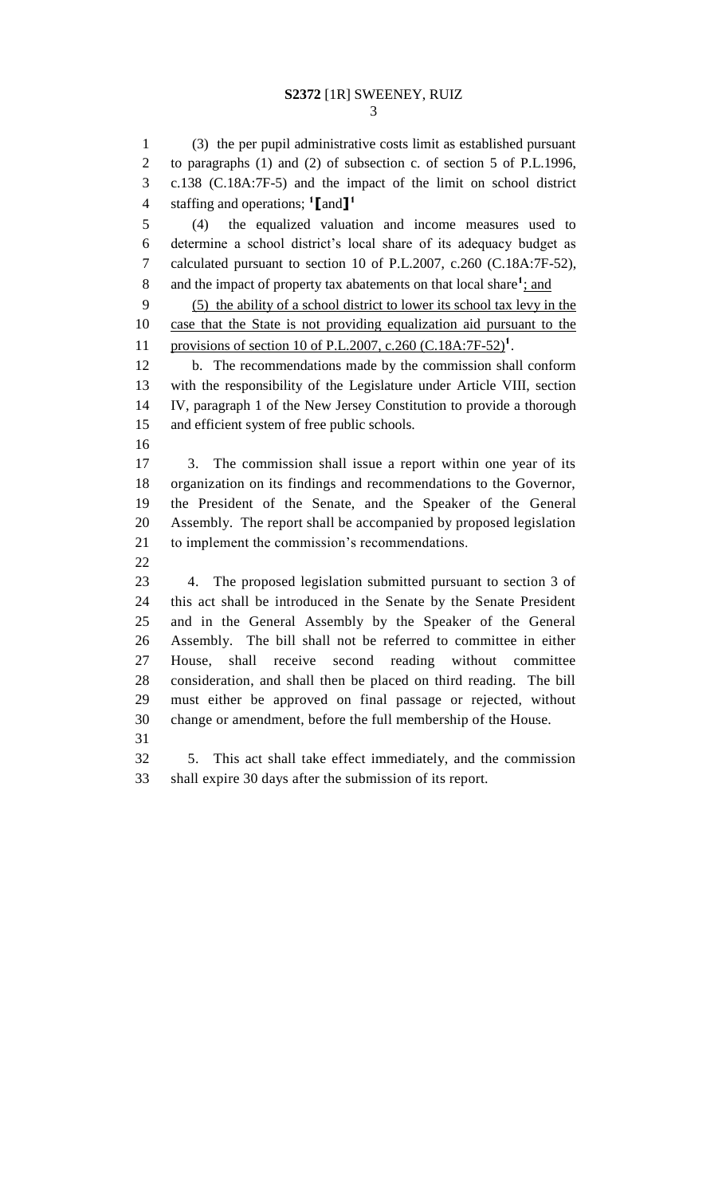(3) the per pupil administrative costs limit as established pursuant to paragraphs (1) and (2) of subsection c. of section 5 of P.L.1996, c.138 (C.18A:7F-5) and the impact of the limit on school district staffing and operations; [1]**[**and**]**[1]

(4) the equalized valuation and income measures used to determine a school district's local share of its adequacy budget as calculated pursuant to section 10 of P.L.2007, c.260 (C.18A:7F-52), and the impact of property tax abatements on that local share[1]; and

(5) the ability of a school district to lower its school tax levy in the case that the State is not providing equalization aid pursuant to the provisions of section 10 of P.L.2007, c.260 (C.18A:7F-52)[1].

b. The recommendations made by the commission shall conform with the responsibility of the Legislature under Article VIII, section IV, paragraph 1 of the New Jersey Constitution to provide a thorough and efficient system of free public schools.

3. The commission shall issue a report within one year of its organization on its findings and recommendations to the Governor, the President of the Senate, and the Speaker of the General Assembly. The report shall be accompanied by proposed legislation to implement the commission's recommendations.

4. The proposed legislation submitted pursuant to section 3 of this act shall be introduced in the Senate by the Senate President and in the General Assembly by the Speaker of the General Assembly. The bill shall not be referred to committee in either House, shall receive second reading without committee consideration, and shall then be placed on third reading. The bill must either be approved on final passage or rejected, without change or amendment, before the full membership of the House.

5. This act shall take effect immediately, and the commission shall expire 30 days after the submission of its report.